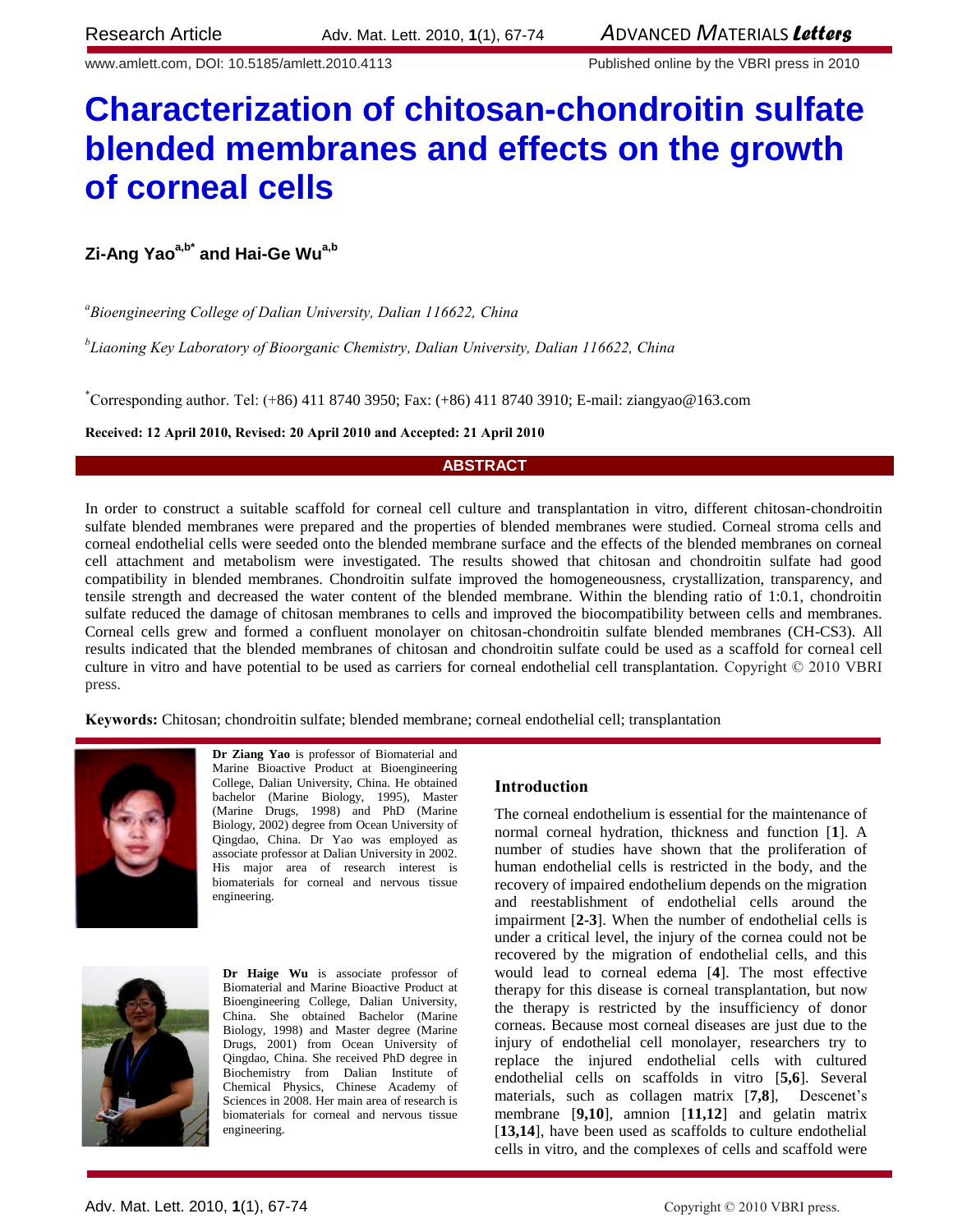Research Article

www.amlett.com, DOI: 10.5185/amlett.2010.4113 Published online by the VBRI press in 2010

# Characterization of chitosan-chondroitin sulfate blended membranes and effects on the growth of corneal cells

**Zi-Ang Yao[a,b*] and Hai-Ge Wu[a,b]**

[a]*Bioengineering College of Dalian University, Dalian 116622, China*

[b]*Liaoning Key Laboratory of Bioorganic Chemistry, Dalian University, Dalian 116622, China*

[*]Corresponding author. Tel: (+86) 411 8740 3950; Fax: (+86) 411 8740 3910; E-mail: ziangyao@163.com

**Received: 12 April 2010, Revised: 20 April 2010 and Accepted: 21 April 2010**

## ABSTRACT

In order to construct a suitable scaffold for corneal cell culture and transplantation in vitro, different chitosan-chondroitin sulfate blended membranes were prepared and the properties of blended membranes were studied. Corneal stroma cells and corneal endothelial cells were seeded onto the blended membrane surface and the effects of the blended membranes on corneal cell attachment and metabolism were investigated. The results showed that chitosan and chondroitin sulfate had good compatibility in blended membranes. Chondroitin sulfate improved the homogeneousness, crystallization, transparency, and tensile strength and decreased the water content of the blended membrane. Within the blending ratio of 1:0.1, chondroitin sulfate reduced the damage of chitosan membranes to cells and improved the biocompatibility between cells and membranes. Corneal cells grew and formed a confluent monolayer on chitosan-chondroitin sulfate blended membranes (CH-CS3). All results indicated that the blended membranes of chitosan and chondroitin sulfate could be used as a scaffold for corneal cell culture in vitro and have potential to be used as carriers for corneal endothelial cell transplantation. Copyright © 2010 VBRI press.

**Keywords:** Chitosan; chondroitin sulfate; blended membrane; corneal endothelial cell; transplantation

**Dr Ziang Yao** is professor of Biomaterial and Marine Bioactive Product at Bioengineering College, Dalian University, China. He obtained bachelor (Marine Biology, 1995), Master (Marine Drugs, 1998) and PhD (Marine Biology, 2002) degree from Ocean University of Qingdao, China. Dr Yao was employed as associate professor at Dalian University in 2002. His major area of research interest is biomaterials for corneal and nervous tissue engineering.

**Dr Haige Wu** is associate professor of Biomaterial and Marine Bioactive Product at Bioengineering College, Dalian University, China. She obtained Bachelor (Marine Biology, 1998) and Master degree (Marine Drugs, 2001) from Ocean University of Qingdao, China. She received PhD degree in Biochemistry from Dalian Institute of Chemical Physics, Chinese Academy of Sciences in 2008. Her main area of research is biomaterials for corneal and nervous tissue engineering.

## Introduction

The corneal endothelium is essential for the maintenance of normal corneal hydration, thickness and function [**1**]. A number of studies have shown that the proliferation of human endothelial cells is restricted in the body, and the recovery of impaired endothelium depends on the migration and reestablishment of endothelial cells around the impairment [**2-3**]. When the number of endothelial cells is under a critical level, the injury of the cornea could not be recovered by the migration of endothelial cells, and this would lead to corneal edema [**4**]. The most effective therapy for this disease is corneal transplantation, but now the therapy is restricted by the insufficiency of donor corneas. Because most corneal diseases are just due to the injury of endothelial cell monolayer, researchers try to replace the injured endothelial cells with cultured endothelial cells on scaffolds in vitro [**5,6**]. Several materials, such as collagen matrix [**7,8**], Descenet's membrane [**9,10**], amnion [**11,12**] and gelatin matrix [**13,14**], have been used as scaffolds to culture endothelial cells in vitro, and the complexes of cells and scaffold were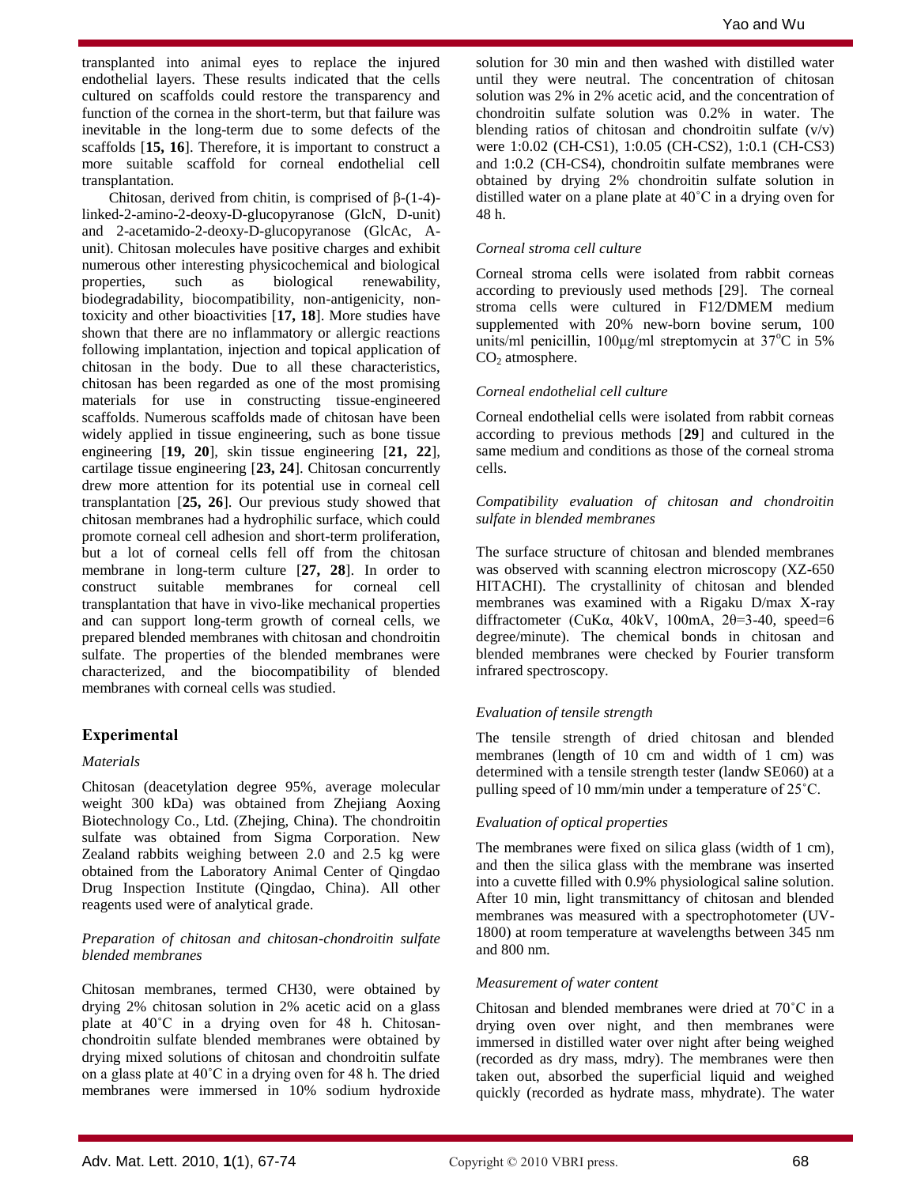transplanted into animal eyes to replace the injured endothelial layers. These results indicated that the cells cultured on scaffolds could restore the transparency and function of the cornea in the short-term, but that failure was inevitable in the long-term due to some defects of the scaffolds [**15, 16**]. Therefore, it is important to construct a more suitable scaffold for corneal endothelial cell transplantation.

Chitosan, derived from chitin, is comprised of β-(1-4)-linked-2-amino-2-deoxy-D-glucopyranose (GlcN, D-unit) and 2-acetamido-2-deoxy-D-glucopyranose (GlcAc, A-unit). Chitosan molecules have positive charges and exhibit numerous other interesting physicochemical and biological properties, such as biological renewability, biodegradability, biocompatibility, non-antigenicity, non-toxicity and other bioactivities [**17, 18**]. More studies have shown that there are no inflammatory or allergic reactions following implantation, injection and topical application of chitosan in the body. Due to all these characteristics, chitosan has been regarded as one of the most promising materials for use in constructing tissue-engineered scaffolds. Numerous scaffolds made of chitosan have been widely applied in tissue engineering, such as bone tissue engineering [**19, 20**], skin tissue engineering [**21, 22**], cartilage tissue engineering [**23, 24**]. Chitosan concurrently drew more attention for its potential use in corneal cell transplantation [**25, 26**]. Our previous study showed that chitosan membranes had a hydrophilic surface, which could promote corneal cell adhesion and short-term proliferation, but a lot of corneal cells fell off from the chitosan membrane in long-term culture [**27, 28**]. In order to construct suitable membranes for corneal cell transplantation that have in vivo-like mechanical properties and can support long-term growth of corneal cells, we prepared blended membranes with chitosan and chondroitin sulfate. The properties of the blended membranes were characterized, and the biocompatibility of blended membranes with corneal cells was studied.

## Experimental

### *Materials*

Chitosan (deacetylation degree 95%, average molecular weight 300 kDa) was obtained from Zhejiang Aoxing Biotechnology Co., Ltd. (Zhejing, China). The chondroitin sulfate was obtained from Sigma Corporation. New Zealand rabbits weighing between 2.0 and 2.5 kg were obtained from the Laboratory Animal Center of Qingdao Drug Inspection Institute (Qingdao, China). All other reagents used were of analytical grade.

### *Preparation of chitosan and chitosan-chondroitin sulfate blended membranes*

Chitosan membranes, termed CH30, were obtained by drying 2% chitosan solution in 2% acetic acid on a glass plate at 40˚C in a drying oven for 48 h. Chitosan-chondroitin sulfate blended membranes were obtained by drying mixed solutions of chitosan and chondroitin sulfate on a glass plate at 40˚C in a drying oven for 48 h. The dried membranes were immersed in 10% sodium hydroxide solution for 30 min and then washed with distilled water until they were neutral. The concentration of chitosan solution was 2% in 2% acetic acid, and the concentration of chondroitin sulfate solution was 0.2% in water. The blending ratios of chitosan and chondroitin sulfate (v/v) were 1:0.02 (CH-CS1), 1:0.05 (CH-CS2), 1:0.1 (CH-CS3) and 1:0.2 (CH-CS4), chondroitin sulfate membranes were obtained by drying 2% chondroitin sulfate solution in distilled water on a plane plate at 40˚C in a drying oven for 48 h.

### *Corneal stroma cell culture*

Corneal stroma cells were isolated from rabbit corneas according to previously used methods [29]. The corneal stroma cells were cultured in F12/DMEM medium supplemented with 20% new-born bovine serum, 100 units/ml penicillin, 100μg/ml streptomycin at 37$^o$C in 5% $CO_2$ atmosphere.

### *Corneal endothelial cell culture*

Corneal endothelial cells were isolated from rabbit corneas according to previous methods [**29**] and cultured in the same medium and conditions as those of the corneal stroma cells.

### *Compatibility evaluation of chitosan and chondroitin sulfate in blended membranes*

The surface structure of chitosan and blended membranes was observed with scanning electron microscopy (XZ-650 HITACHI). The crystallinity of chitosan and blended membranes was examined with a Rigaku D/max X-ray diffractometer (CuKα, 40kV, 100mA, 2θ=3-40, speed=6 degree/minute). The chemical bonds in chitosan and blended membranes were checked by Fourier transform infrared spectroscopy.

### *Evaluation of tensile strength*

The tensile strength of dried chitosan and blended membranes (length of 10 cm and width of 1 cm) was determined with a tensile strength tester (landw SE060) at a pulling speed of 10 mm/min under a temperature of 25˚C.

### *Evaluation of optical properties*

The membranes were fixed on silica glass (width of 1 cm), and then the silica glass with the membrane was inserted into a cuvette filled with 0.9% physiological saline solution. After 10 min, light transmittancy of chitosan and blended membranes was measured with a spectrophotometer (UV-1800) at room temperature at wavelengths between 345 nm and 800 nm.

### *Measurement of water content*

Chitosan and blended membranes were dried at 70˚C in a drying oven over night, and then membranes were immersed in distilled water over night after being weighed (recorded as dry mass, mdry). The membranes were then taken out, absorbed the superficial liquid and weighed quickly (recorded as hydrate mass, mhydrate). The water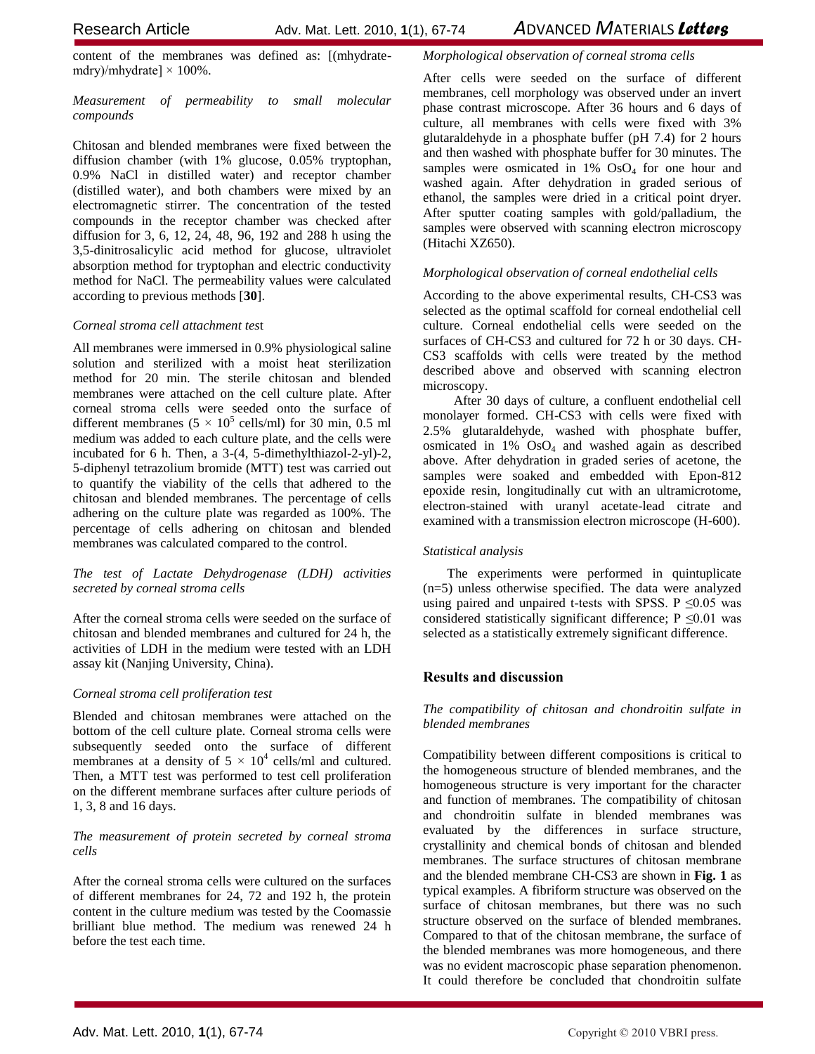content of the membranes was defined as: [(mhydrate-mdry)/mhydrate] × 100%.

*Measurement of permeability to small molecular compounds*

Chitosan and blended membranes were fixed between the diffusion chamber (with 1% glucose, 0.05% tryptophan, 0.9% NaCl in distilled water) and receptor chamber (distilled water), and both chambers were mixed by an electromagnetic stirrer. The concentration of the tested compounds in the receptor chamber was checked after diffusion for 3, 6, 12, 24, 48, 96, 192 and 288 h using the 3,5-dinitrosalicylic acid method for glucose, ultraviolet absorption method for tryptophan and electric conductivity method for NaCl. The permeability values were calculated according to previous methods [**30**].

*Corneal stroma cell attachment tes*t

All membranes were immersed in 0.9% physiological saline solution and sterilized with a moist heat sterilization method for 20 min. The sterile chitosan and blended membranes were attached on the cell culture plate. After corneal stroma cells were seeded onto the surface of different membranes ($5 \times 10^5$ cells/ml) for 30 min, 0.5 ml medium was added to each culture plate, and the cells were incubated for 6 h. Then, a 3-(4, 5-dimethylthiazol-2-yl)-2, 5-diphenyl tetrazolium bromide (MTT) test was carried out to quantify the viability of the cells that adhered to the chitosan and blended membranes. The percentage of cells adhering on the culture plate was regarded as 100%. The percentage of cells adhering on chitosan and blended membranes was calculated compared to the control.

*The test of Lactate Dehydrogenase (LDH) activities secreted by corneal stroma cells*

After the corneal stroma cells were seeded on the surface of chitosan and blended membranes and cultured for 24 h, the activities of LDH in the medium were tested with an LDH assay kit (Nanjing University, China).

*Corneal stroma cell proliferation test*

Blended and chitosan membranes were attached on the bottom of the cell culture plate. Corneal stroma cells were subsequently seeded onto the surface of different membranes at a density of $5 \times 10^4$ cells/ml and cultured. Then, a MTT test was performed to test cell proliferation on the different membrane surfaces after culture periods of 1, 3, 8 and 16 days.

*The measurement of protein secreted by corneal stroma cells*

After the corneal stroma cells were cultured on the surfaces of different membranes for 24, 72 and 192 h, the protein content in the culture medium was tested by the Coomassie brilliant blue method. The medium was renewed 24 h before the test each time.

*Morphological observation of corneal stroma cells*

After cells were seeded on the surface of different membranes, cell morphology was observed under an invert phase contrast microscope. After 36 hours and 6 days of culture, all membranes with cells were fixed with 3% glutaraldehyde in a phosphate buffer (pH 7.4) for 2 hours and then washed with phosphate buffer for 30 minutes. The samples were osmicated in 1% $OsO_4$ for one hour and washed again. After dehydration in graded serious of ethanol, the samples were dried in a critical point dryer. After sputter coating samples with gold/palladium, the samples were observed with scanning electron microscopy (Hitachi XZ650).

*Morphological observation of corneal endothelial cells*

According to the above experimental results, CH-CS3 was selected as the optimal scaffold for corneal endothelial cell culture. Corneal endothelial cells were seeded on the surfaces of CH-CS3 and cultured for 72 h or 30 days. CH-CS3 scaffolds with cells were treated by the method described above and observed with scanning electron microscopy.

After 30 days of culture, a confluent endothelial cell monolayer formed. CH-CS3 with cells were fixed with 2.5% glutaraldehyde, washed with phosphate buffer, osmicated in 1% $OsO_4$ and washed again as described above. After dehydration in graded series of acetone, the samples were soaked and embedded with Epon-812 epoxide resin, longitudinally cut with an ultramicrotome, electron-stained with uranyl acetate-lead citrate and examined with a transmission electron microscope (H-600).

*Statistical analysis*

The experiments were performed in quintuplicate (n=5) unless otherwise specified. The data were analyzed using paired and unpaired t-tests with SPSS. $P \leq 0.05$ was considered statistically significant difference; $P \leq 0.01$ was selected as a statistically extremely significant difference.

## Results and discussion

*The compatibility of chitosan and chondroitin sulfate in blended membranes*

Compatibility between different compositions is critical to the homogeneous structure of blended membranes, and the homogeneous structure is very important for the character and function of membranes. The compatibility of chitosan and chondroitin sulfate in blended membranes was evaluated by the differences in surface structure, crystallinity and chemical bonds of chitosan and blended membranes. The surface structures of chitosan membrane and the blended membrane CH-CS3 are shown in **Fig. 1** as typical examples. A fibriform structure was observed on the surface of chitosan membranes, but there was no such structure observed on the surface of blended membranes. Compared to that of the chitosan membrane, the surface of the blended membranes was more homogeneous, and there was no evident macroscopic phase separation phenomenon. It could therefore be concluded that chondroitin sulfate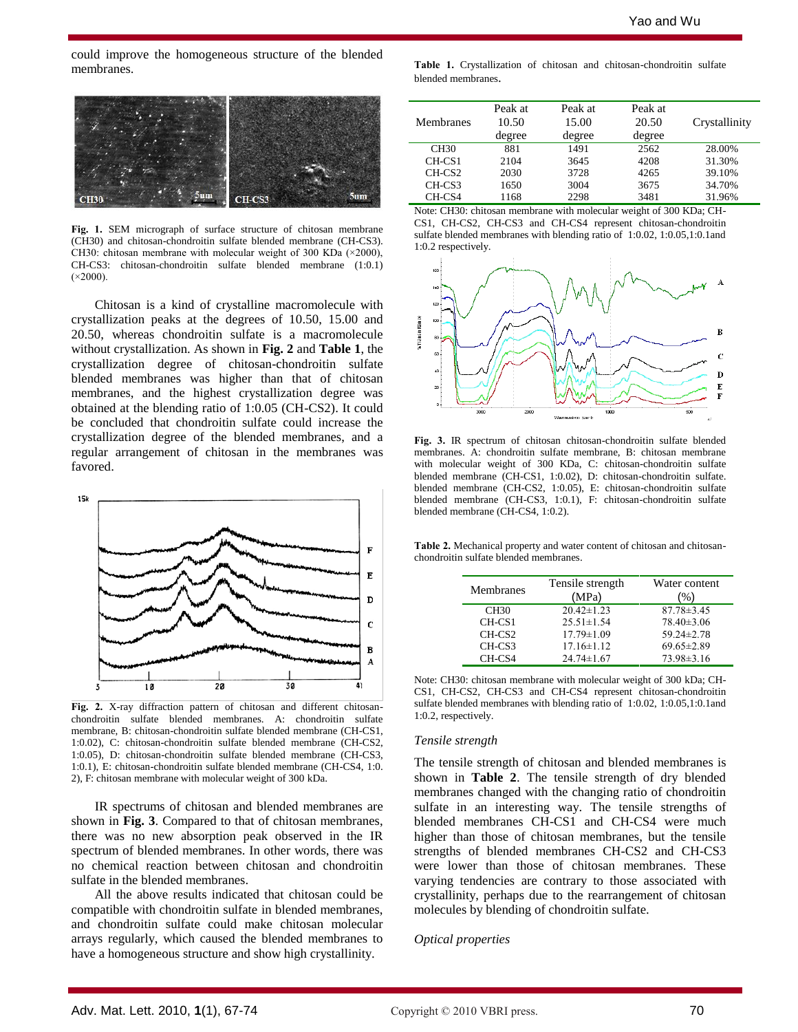could improve the homogeneous structure of the blended membranes.

**Fig. 1.** SEM micrograph of surface structure of chitosan membrane (CH30) and chitosan-chondroitin sulfate blended membrane (CH-CS3). CH30: chitosan membrane with molecular weight of 300 KDa (×2000), CH-CS3: chitosan-chondroitin sulfate blended membrane (1:0.1) (×2000).

Chitosan is a kind of crystalline macromolecule with crystallization peaks at the degrees of 10.50, 15.00 and 20.50, whereas chondroitin sulfate is a macromolecule without crystallization. As shown in **Fig. 2** and **Table 1**, the crystallization degree of chitosan-chondroitin sulfate blended membranes was higher than that of chitosan membranes, and the highest crystallization degree was obtained at the blending ratio of 1:0.05 (CH-CS2). It could be concluded that chondroitin sulfate could increase the crystallization degree of the blended membranes, and a regular arrangement of chitosan in the membranes was favored.

**Fig. 2.** X-ray diffraction pattern of chitosan and different chitosan-chondroitin sulfate blended membranes. A: chondroitin sulfate membrane, B: chitosan-chondroitin sulfate blended membrane (CH-CS1, 1:0.02), C: chitosan-chondroitin sulfate blended membrane (CH-CS2, 1:0.05), D: chitosan-chondroitin sulfate blended membrane (CH-CS3, 1:0.1), E: chitosan-chondroitin sulfate blended membrane (CH-CS4, 1:0.2), F: chitosan membrane with molecular weight of 300 kDa.

IR spectrums of chitosan and blended membranes are shown in **Fig. 3**. Compared to that of chitosan membranes, there was no new absorption peak observed in the IR spectrum of blended membranes. In other words, there was no chemical reaction between chitosan and chondroitin sulfate in the blended membranes.

All the above results indicated that chitosan could be compatible with chondroitin sulfate in blended membranes, and chondroitin sulfate could make chitosan molecular arrays regularly, which caused the blended membranes to have a homogeneous structure and show high crystallinity.

**Table 1.** Crystallization of chitosan and chitosan-chondroitin sulfate blended membranes.

| Membranes | Peak at 10.50 degree | Peak at 15.00 degree | Peak at 20.50 degree | Crystallinity |
|---|---|---|---|---|
| CH30 | 881 | 1491 | 2562 | 28.00% |
| CH-CS1 | 2104 | 3645 | 4208 | 31.30% |
| CH-CS2 | 2030 | 3728 | 4265 | 39.10% |
| CH-CS3 | 1650 | 3004 | 3675 | 34.70% |
| CH-CS4 | 1168 | 2298 | 3481 | 31.96% |

Note: CH30: chitosan membrane with molecular weight of 300 KDa; CH-CS1, CH-CS2, CH-CS3 and CH-CS4 represent chitosan-chondroitin sulfate blended membranes with blending ratio of 1:0.02, 1:0.05,1:0.1and 1:0.2 respectively.

**Fig. 3.** IR spectrum of chitosan chitosan-chondroitin sulfate blended membranes. A: chondroitin sulfate membrane, B: chitosan membrane with molecular weight of 300 KDa, C: chitosan-chondroitin sulfate blended membrane (CH-CS1, 1:0.02), D: chitosan-chondroitin sulfate. blended membrane (CH-CS2, 1:0.05), E: chitosan-chondroitin sulfate blended membrane (CH-CS3, 1:0.1), F: chitosan-chondroitin sulfate blended membrane (CH-CS4, 1:0.2).

**Table 2.** Mechanical property and water content of chitosan and chitosan-chondroitin sulfate blended membranes.

| Membranes | Tensile strength (MPa) | Water content (%) |
|---|---|---|
| CH30 | 20.42±1.23 | 87.78±3.45 |
| CH-CS1 | 25.51±1.54 | 78.40±3.06 |
| CH-CS2 | 17.79±1.09 | 59.24±2.78 |
| CH-CS3 | 17.16±1.12 | 69.65±2.89 |
| CH-CS4 | 24.74±1.67 | 73.98±3.16 |

Note: CH30: chitosan membrane with molecular weight of 300 kDa; CH-CS1, CH-CS2, CH-CS3 and CH-CS4 represent chitosan-chondroitin sulfate blended membranes with blending ratio of 1:0.02, 1:0.05,1:0.1and 1:0.2, respectively.

*Tensile strength*

The tensile strength of chitosan and blended membranes is shown in **Table 2**. The tensile strength of dry blended membranes changed with the changing ratio of chondroitin sulfate in an interesting way. The tensile strengths of blended membranes CH-CS1 and CH-CS4 were much higher than those of chitosan membranes, but the tensile strengths of blended membranes CH-CS2 and CH-CS3 were lower than those of chitosan membranes. These varying tendencies are contrary to those associated with crystallinity, perhaps due to the rearrangement of chitosan molecules by blending of chondroitin sulfate.

*Optical properties*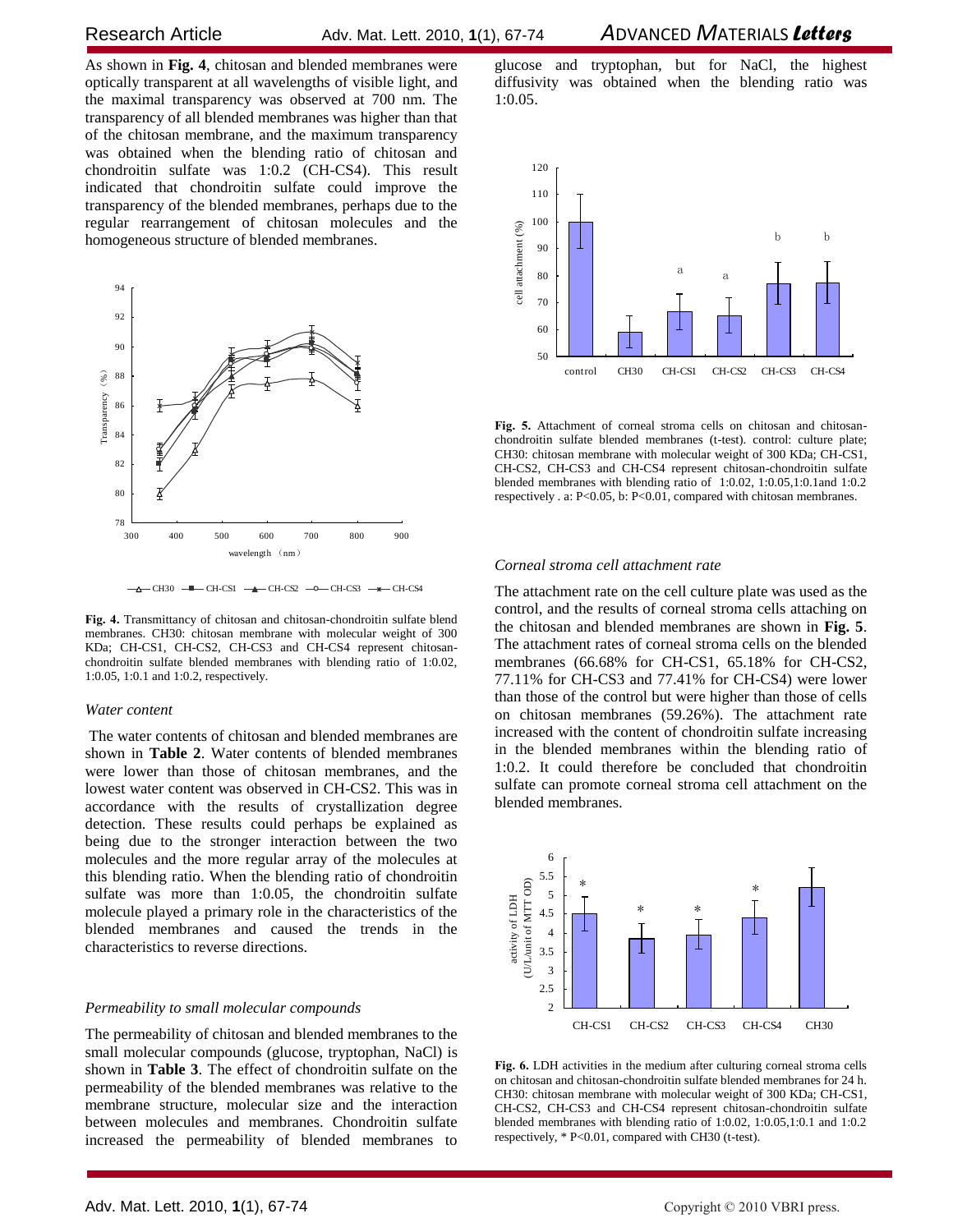As shown in **Fig. 4**, chitosan and blended membranes were optically transparent at all wavelengths of visible light, and the maximal transparency was observed at 700 nm. The transparency of all blended membranes was higher than that of the chitosan membrane, and the maximum transparency was obtained when the blending ratio of chitosan and chondroitin sulfate was 1:0.2 (CH-CS4). This result indicated that chondroitin sulfate could improve the transparency of the blended membranes, perhaps due to the regular rearrangement of chitosan molecules and the homogeneous structure of blended membranes.

**Fig. 4.** Transmittancy of chitosan and chitosan-chondroitin sulfate blend membranes. CH30: chitosan membrane with molecular weight of 300 KDa; CH-CS1, CH-CS2, CH-CS3 and CH-CS4 represent chitosan-chondroitin sulfate blended membranes with blending ratio of 1:0.02, 1:0.05, 1:0.1 and 1:0.2, respectively.

*Water content*

The water contents of chitosan and blended membranes are shown in **Table 2**. Water contents of blended membranes were lower than those of chitosan membranes, and the lowest water content was observed in CH-CS2. This was in accordance with the results of crystallization degree detection. These results could perhaps be explained as being due to the stronger interaction between the two molecules and the more regular array of the molecules at this blending ratio. When the blending ratio of chondroitin sulfate was more than 1:0.05, the chondroitin sulfate molecule played a primary role in the characteristics of the blended membranes and caused the trends in the characteristics to reverse directions.

*Permeability to small molecular compounds*

The permeability of chitosan and blended membranes to the small molecular compounds (glucose, tryptophan, NaCl) is shown in **Table 3**. The effect of chondroitin sulfate on the permeability of the blended membranes was relative to the membrane structure, molecular size and the interaction between molecules and membranes. Chondroitin sulfate increased the permeability of blended membranes to glucose and tryptophan, but for NaCl, the highest diffusivity was obtained when the blending ratio was 1:0.05.

**Fig. 5.** Attachment of corneal stroma cells on chitosan and chitosan-chondroitin sulfate blended membranes (t-test). control: culture plate; CH30: chitosan membrane with molecular weight of 300 KDa; CH-CS1, CH-CS2, CH-CS3 and CH-CS4 represent chitosan-chondroitin sulfate blended membranes with blending ratio of 1:0.02, 1:0.05,1:0.1and 1:0.2 respectively . a: P<0.05, b: P<0.01, compared with chitosan membranes.

*Corneal stroma cell attachment rate*

The attachment rate on the cell culture plate was used as the control, and the results of corneal stroma cells attaching on the chitosan and blended membranes are shown in **Fig. 5**. The attachment rates of corneal stroma cells on the blended membranes (66.68% for CH-CS1, 65.18% for CH-CS2, 77.11% for CH-CS3 and 77.41% for CH-CS4) were lower than those of the control but were higher than those of cells on chitosan membranes (59.26%). The attachment rate increased with the content of chondroitin sulfate increasing in the blended membranes within the blending ratio of 1:0.2. It could therefore be concluded that chondroitin sulfate can promote corneal stroma cell attachment on the blended membranes.

**Fig. 6.** LDH activities in the medium after culturing corneal stroma cells on chitosan and chitosan-chondroitin sulfate blended membranes for 24 h. CH30: chitosan membrane with molecular weight of 300 KDa; CH-CS1, CH-CS2, CH-CS3 and CH-CS4 represent chitosan-chondroitin sulfate blended membranes with blending ratio of 1:0.02, 1:0.05,1:0.1 and 1:0.2 respectively, * P<0.01, compared with CH30 (t-test).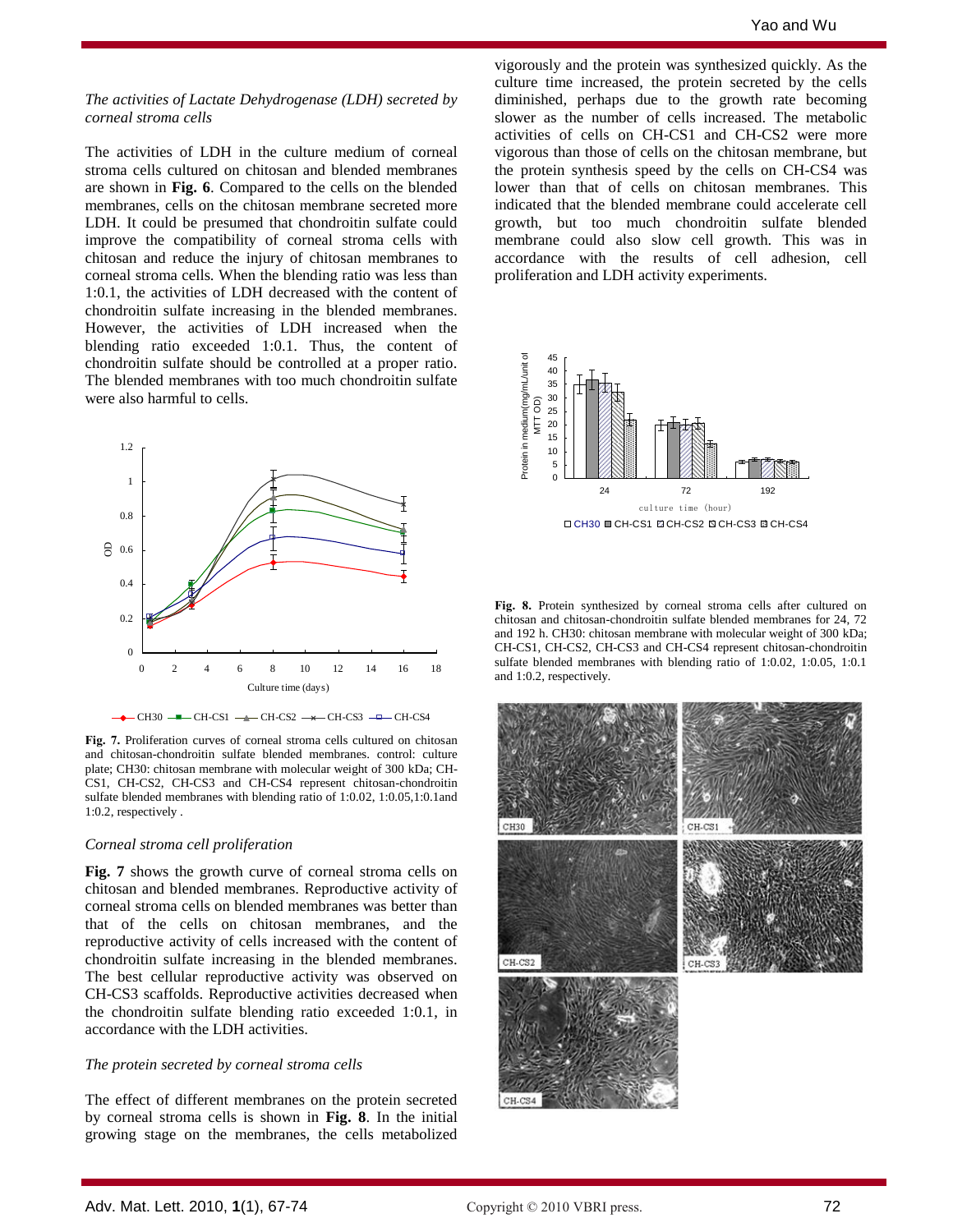*The activities of Lactate Dehydrogenase (LDH) secreted by corneal stroma cells*

The activities of LDH in the culture medium of corneal stroma cells cultured on chitosan and blended membranes are shown in **Fig. 6**. Compared to the cells on the blended membranes, cells on the chitosan membrane secreted more LDH. It could be presumed that chondroitin sulfate could improve the compatibility of corneal stroma cells with chitosan and reduce the injury of chitosan membranes to corneal stroma cells. When the blending ratio was less than 1:0.1, the activities of LDH decreased with the content of chondroitin sulfate increasing in the blended membranes. However, the activities of LDH increased when the blending ratio exceeded 1:0.1. Thus, the content of chondroitin sulfate should be controlled at a proper ratio. The blended membranes with too much chondroitin sulfate were also harmful to cells.

**Fig. 7.** Proliferation curves of corneal stroma cells cultured on chitosan and chitosan-chondroitin sulfate blended membranes. control: culture plate; CH30: chitosan membrane with molecular weight of 300 kDa; CH-CS1, CH-CS2, CH-CS3 and CH-CS4 represent chitosan-chondroitin sulfate blended membranes with blending ratio of 1:0.02, 1:0.05,1:0.1and 1:0.2, respectively .

*Corneal stroma cell proliferation*

**Fig. 7** shows the growth curve of corneal stroma cells on chitosan and blended membranes. Reproductive activity of corneal stroma cells on blended membranes was better than that of the cells on chitosan membranes, and the reproductive activity of cells increased with the content of chondroitin sulfate increasing in the blended membranes. The best cellular reproductive activity was observed on CH-CS3 scaffolds. Reproductive activities decreased when the chondroitin sulfate blending ratio exceeded 1:0.1, in accordance with the LDH activities.

*The protein secreted by corneal stroma cells*

The effect of different membranes on the protein secreted by corneal stroma cells is shown in **Fig. 8**. In the initial growing stage on the membranes, the cells metabolized vigorously and the protein was synthesized quickly. As the culture time increased, the protein secreted by the cells diminished, perhaps due to the growth rate becoming slower as the number of cells increased. The metabolic activities of cells on CH-CS1 and CH-CS2 were more vigorous than those of cells on the chitosan membrane, but the protein synthesis speed by the cells on CH-CS4 was lower than that of cells on chitosan membranes. This indicated that the blended membrane could accelerate cell growth, but too much chondroitin sulfate blended membrane could also slow cell growth. This was in accordance with the results of cell adhesion, cell proliferation and LDH activity experiments.

**Fig. 8.** Protein synthesized by corneal stroma cells after cultured on chitosan and chitosan-chondroitin sulfate blended membranes for 24, 72 and 192 h. CH30: chitosan membrane with molecular weight of 300 kDa; CH-CS1, CH-CS2, CH-CS3 and CH-CS4 represent chitosan-chondroitin sulfate blended membranes with blending ratio of 1:0.02, 1:0.05, 1:0.1 and 1:0.2, respectively.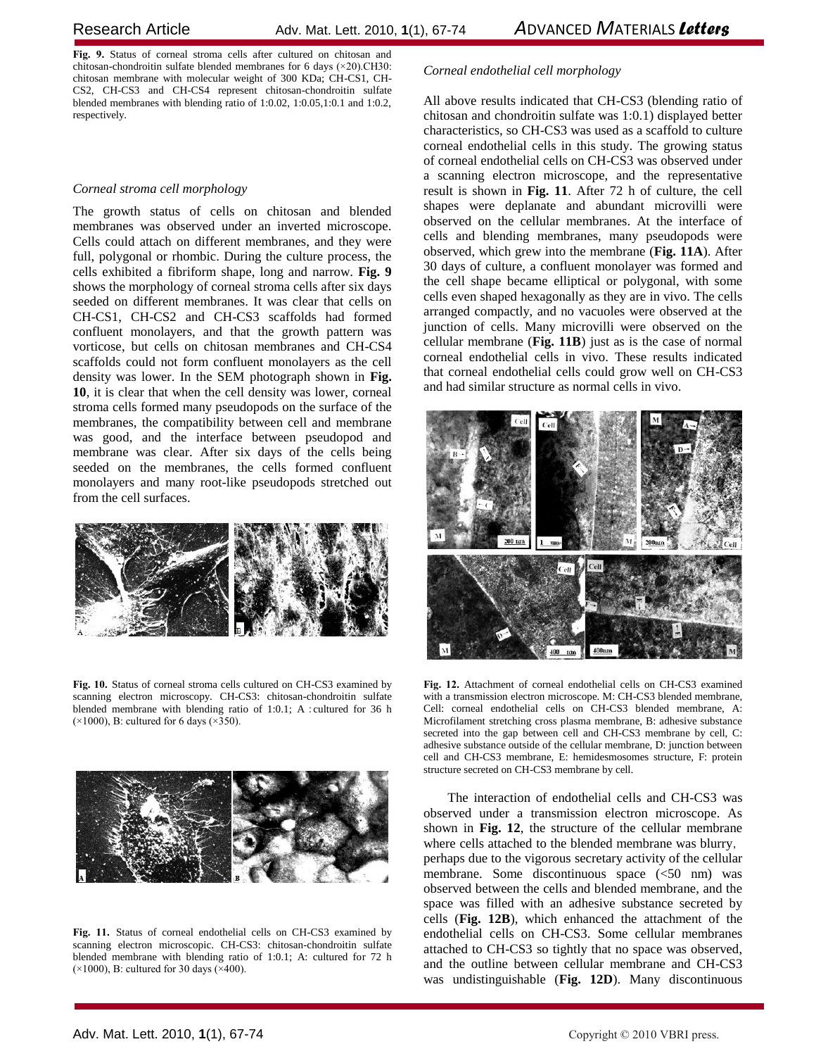**Fig. 9.** Status of corneal stroma cells after cultured on chitosan and chitosan-chondroitin sulfate blended membranes for 6 days (×20).CH30: chitosan membrane with molecular weight of 300 KDa; CH-CS1, CH-CS2, CH-CS3 and CH-CS4 represent chitosan-chondroitin sulfate blended membranes with blending ratio of 1:0.02, 1:0.05,1:0.1 and 1:0.2, respectively.

*Corneal stroma cell morphology*

The growth status of cells on chitosan and blended membranes was observed under an inverted microscope. Cells could attach on different membranes, and they were full, polygonal or rhombic. During the culture process, the cells exhibited a fibriform shape, long and narrow. **Fig. 9** shows the morphology of corneal stroma cells after six days seeded on different membranes. It was clear that cells on CH-CS1, CH-CS2 and CH-CS3 scaffolds had formed confluent monolayers, and that the growth pattern was vorticose, but cells on chitosan membranes and CH-CS4 scaffolds could not form confluent monolayers as the cell density was lower. In the SEM photograph shown in **Fig. 10**, it is clear that when the cell density was lower, corneal stroma cells formed many pseudopods on the surface of the membranes, the compatibility between cell and membrane was good, and the interface between pseudopod and membrane was clear. After six days of the cells being seeded on the membranes, the cells formed confluent monolayers and many root-like pseudopods stretched out from the cell surfaces.

**Fig. 10.** Status of corneal stroma cells cultured on CH-CS3 examined by scanning electron microscopy. CH-CS3: chitosan-chondroitin sulfate blended membrane with blending ratio of 1:0.1; A : cultured for 36 h (×1000), B: cultured for 6 days (×350).

**Fig. 11.** Status of corneal endothelial cells on CH-CS3 examined by scanning electron microscopic. CH-CS3: chitosan-chondroitin sulfate blended membrane with blending ratio of 1:0.1; A: cultured for 72 h (×1000), B: cultured for 30 days (×400).

*Corneal endothelial cell morphology*

All above results indicated that CH-CS3 (blending ratio of chitosan and chondroitin sulfate was 1:0.1) displayed better characteristics, so CH-CS3 was used as a scaffold to culture corneal endothelial cells in this study. The growing status of corneal endothelial cells on CH-CS3 was observed under a scanning electron microscope, and the representative result is shown in **Fig. 11**. After 72 h of culture, the cell shapes were deplanate and abundant microvilli were observed on the cellular membranes. At the interface of cells and blending membranes, many pseudopods were observed, which grew into the membrane (**Fig. 11A**). After 30 days of culture, a confluent monolayer was formed and the cell shape became elliptical or polygonal, with some cells even shaped hexagonally as they are in vivo. The cells arranged compactly, and no vacuoles were observed at the junction of cells. Many microvilli were observed on the cellular membrane (**Fig. 11B**) just as is the case of normal corneal endothelial cells in vivo. These results indicated that corneal endothelial cells could grow well on CH-CS3 and had similar structure as normal cells in vivo.

**Fig. 12.** Attachment of corneal endothelial cells on CH-CS3 examined with a transmission electron microscope. M: CH-CS3 blended membrane, Cell: corneal endothelial cells on CH-CS3 blended membrane, A: Microfilament stretching cross plasma membrane, B: adhesive substance secreted into the gap between cell and CH-CS3 membrane by cell, C: adhesive substance outside of the cellular membrane, D: junction between cell and CH-CS3 membrane, E: hemidesmosomes structure, F: protein structure secreted on CH-CS3 membrane by cell.

The interaction of endothelial cells and CH-CS3 was observed under a transmission electron microscope. As shown in **Fig. 12**, the structure of the cellular membrane where cells attached to the blended membrane was blurry, perhaps due to the vigorous secretary activity of the cellular membrane. Some discontinuous space (<50 nm) was observed between the cells and blended membrane, and the space was filled with an adhesive substance secreted by cells (**Fig. 12B**), which enhanced the attachment of the endothelial cells on CH-CS3. Some cellular membranes attached to CH-CS3 so tightly that no space was observed, and the outline between cellular membrane and CH-CS3 was undistinguishable (**Fig. 12D**). Many discontinuous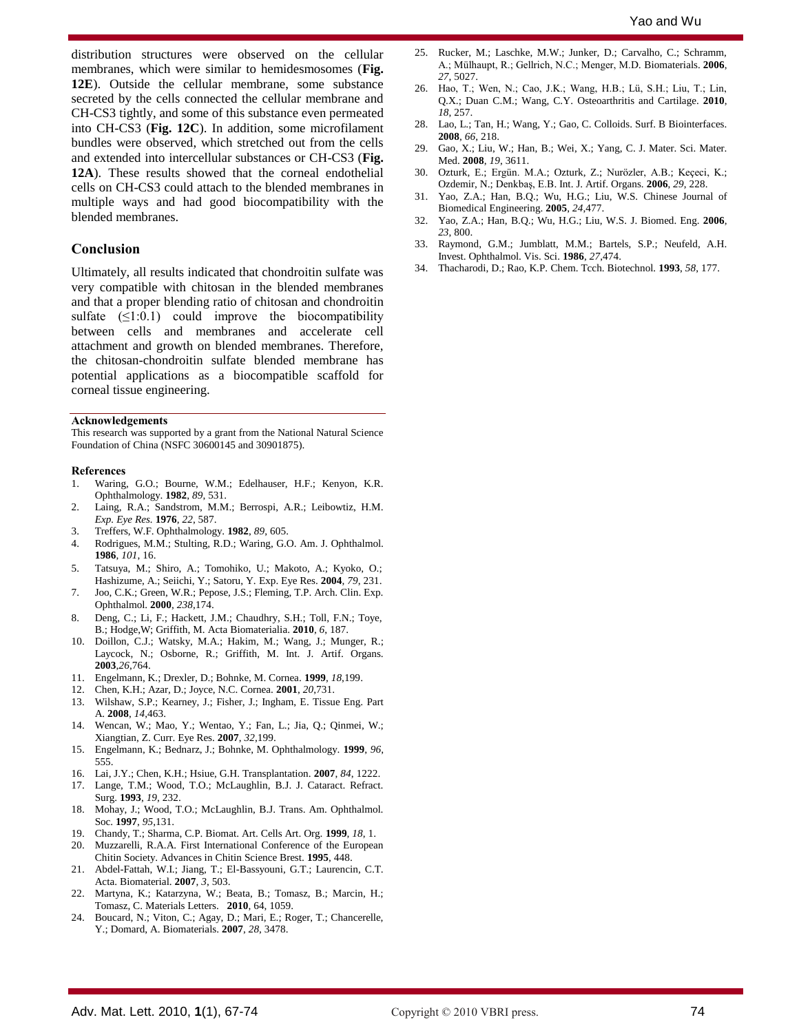distribution structures were observed on the cellular membranes, which were similar to hemidesmosomes (**Fig. 12E**). Outside the cellular membrane, some substance secreted by the cells connected the cellular membrane and CH-CS3 tightly, and some of this substance even permeated into CH-CS3 (**Fig. 12C**). In addition, some microfilament bundles were observed, which stretched out from the cells and extended into intercellular substances or CH-CS3 (**Fig. 12A**). These results showed that the corneal endothelial cells on CH-CS3 could attach to the blended membranes in multiple ways and had good biocompatibility with the blended membranes.

## Conclusion

Ultimately, all results indicated that chondroitin sulfate was very compatible with chitosan in the blended membranes and that a proper blending ratio of chitosan and chondroitin sulfate (≤1:0.1) could improve the biocompatibility between cells and membranes and accelerate cell attachment and growth on blended membranes. Therefore, the chitosan-chondroitin sulfate blended membrane has potential applications as a biocompatible scaffold for corneal tissue engineering.

#### Acknowledgements

This research was supported by a grant from the National Natural Science Foundation of China (NSFC 30600145 and 30901875).

#### References

1. Waring, G.O.; Bourne, W.M.; Edelhauser, H.F.; Kenyon, K.R. Ophthalmology. **1982**, *89*, 531.
2. Laing, R.A.; Sandstrom, M.M.; Berrospi, A.R.; Leibowtiz, H.M. *Exp. Eye Res.* **1976**, *22*, 587.
3. Treffers, W.F. Ophthalmology. **1982**, *89*, 605.
4. Rodrigues, M.M.; Stulting, R.D.; Waring, G.O. Am. J. Ophthalmol. **1986**, *101*, 16.
5. Tatsuya, M.; Shiro, A.; Tomohiko, U.; Makoto, A.; Kyoko, O.; Hashizume, A.; Seiichi, Y.; Satoru, Y. Exp. Eye Res. **2004**, *79*, 231.
7. Joo, C.K.; Green, W.R.; Pepose, J.S.; Fleming, T.P. Arch. Clin. Exp. Ophthalmol. **2000**, *238*,174.
8. Deng, C.; Li, F.; Hackett, J.M.; Chaudhry, S.H.; Toll, F.N.; Toye, B.; Hodge,W; Griffith, M. Acta Biomaterialia. **2010**, *6*, 187.
10. Doillon, C.J.; Watsky, M.A.; Hakim, M.; Wang, J.; Munger, R.; Laycock, N.; Osborne, R.; Griffith, M. Int. J. Artif. Organs. **2003**,*26*,764.
11. Engelmann, K.; Drexler, D.; Bohnke, M. Cornea. **1999**, *18*,199.
12. Chen, K.H.; Azar, D.; Joyce, N.C. Cornea. **2001**, *20*,731.
13. Wilshaw, S.P.; Kearney, J.; Fisher, J.; Ingham, E. Tissue Eng. Part A. **2008**, *14*,463.
14. Wencan, W.; Mao, Y.; Wentao, Y.; Fan, L.; Jia, Q.; Qinmei, W.; Xiangtian, Z. Curr. Eye Res. **2007**, *32*,199.
15. Engelmann, K.; Bednarz, J.; Bohnke, M. Ophthalmology. **1999**, *96*, 555.
16. Lai, J.Y.; Chen, K.H.; Hsiue, G.H. Transplantation. **2007**, *84*, 1222.
17. Lange, T.M.; Wood, T.O.; McLaughlin, B.J. J. Cataract. Refract. Surg. **1993**, *19*, 232.
18. Mohay, J.; Wood, T.O.; McLaughlin, B.J. Trans. Am. Ophthalmol. Soc. **1997**, *95*,131.
19. Chandy, T.; Sharma, C.P. Biomat. Art. Cells Art. Org. **1999**, *18*, 1.
20. Muzzarelli, R.A.A. First International Conference of the European Chitin Society. Advances in Chitin Science Brest. **1995**, 448.
21. Abdel-Fattah, W.I.; Jiang, T.; El-Bassyouni, G.T.; Laurencin, C.T. Acta. Biomaterial. **2007**, *3*, 503.
22. Martyna, K.; Katarzyna, W.; Beata, B.; Tomasz, B.; Marcin, H.; Tomasz, C. Materials Letters. **2010**, 64, 1059.
24. Boucard, N.; Viton, C.; Agay, D.; Mari, E.; Roger, T.; Chancerelle, Y.; Domard, A. Biomaterials. **2007**, *28*, 3478.
25. Rucker, M.; Laschke, M.W.; Junker, D.; Carvalho, C.; Schramm, A.; Mülhaupt, R.; Gellrich, N.C.; Menger, M.D. Biomaterials. **2006**, *27*, 5027.
26. Hao, T.; Wen, N.; Cao, J.K.; Wang, H.B.; Lü, S.H.; Liu, T.; Lin, Q.X.; Duan C.M.; Wang, C.Y. Osteoarthritis and Cartilage. **2010**, *18*, 257.
28. Lao, L.; Tan, H.; Wang, Y.; Gao, C. Colloids. Surf. B Biointerfaces. **2008**, *66*, 218.
29. Gao, X.; Liu, W.; Han, B.; Wei, X.; Yang, C. J. Mater. Sci. Mater. Med. **2008**, *19*, 3611.
30. Ozturk, E.; Ergün. M.A.; Ozturk, Z.; Nurözler, A.B.; Keçeci, K.; Ozdemir, N.; Denkbaş, E.B. Int. J. Artif. Organs. **2006**, *29*, 228.
31. Yao, Z.A.; Han, B.Q.; Wu, H.G.; Liu, W.S. Chinese Journal of Biomedical Engineering. **2005**, *24*,477.
32. Yao, Z.A.; Han, B.Q.; Wu, H.G.; Liu, W.S. J. Biomed. Eng. **2006**, *23*, 800.
33. Raymond, G.M.; Jumblatt, M.M.; Bartels, S.P.; Neufeld, A.H. Invest. Ophthalmol. Vis. Sci. **1986**, *27*,474.
34. Thacharodi, D.; Rao, K.P. Chem. Tcch. Biotechnol. **1993**, *58*, 177.